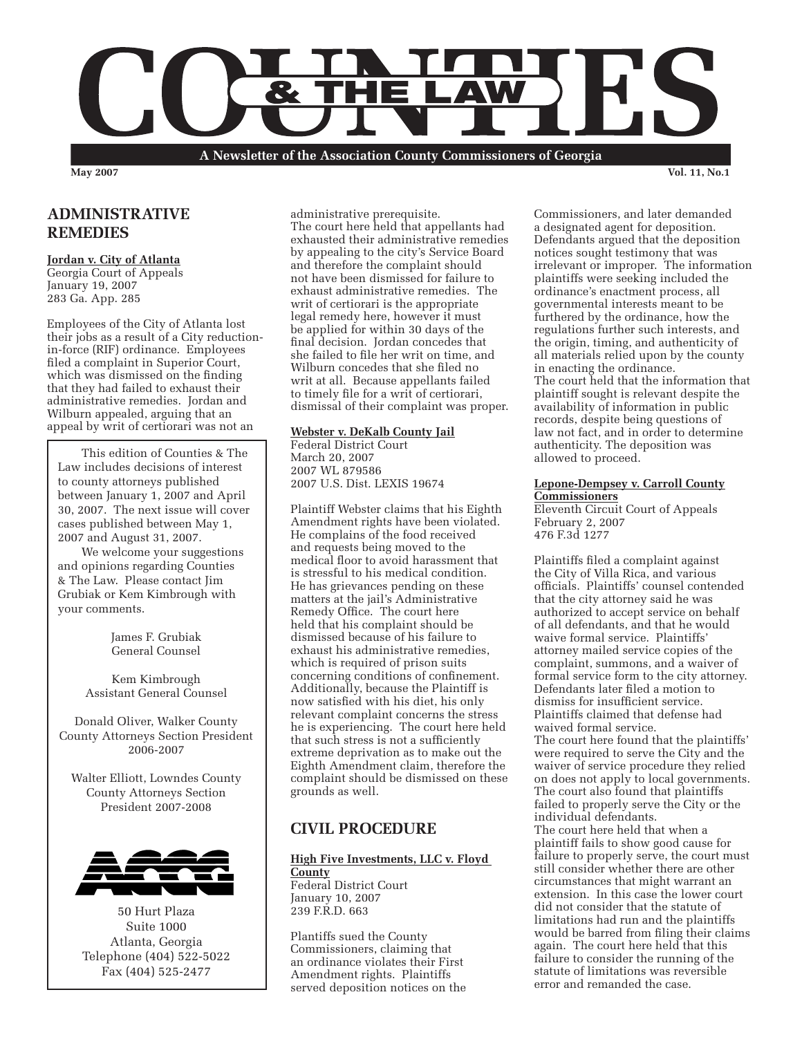# COUNTIES & THE LAW

**A Newsletter of the Association County Commissioners of Georgia**

**May 2007** **Vol. 11, No.1**

> This edition of Counties & The Law includes decisions of interest to county attorneys published between January 1, 2007 and April 30, 2007. The next issue will cover cases published between May 1, 2007 and August 31, 2007.
>
> We welcome your suggestions and opinions regarding Counties & The Law. Please contact Jim Grubiak or Kem Kimbrough with your comments.
>
> James F. Grubiak
> General Counsel
>
> Kem Kimbrough
> Assistant General Counsel
>
> Donald Oliver, Walker County
> County Attorneys Section President
> 2006-2007
>
> Walter Elliott, Lowndes County
> County Attorneys Section
> President 2007-2008
>
> 50 Hurt Plaza
> Suite 1000
> Atlanta, Georgia
> Telephone (404) 522-5022
> Fax (404) 525-2477

## ADMINISTRATIVE REMEDIES

**Jordan v. City of Atlanta**
Georgia Court of Appeals
January 19, 2007
283 Ga. App. 285

Employees of the City of Atlanta lost their jobs as a result of a City reduction-in-force (RIF) ordinance. Employees filed a complaint in Superior Court, which was dismissed on the finding that they had failed to exhaust their administrative remedies. Jordan and Wilburn appealed, arguing that an appeal by writ of certiorari was not an administrative prerequisite.

The court here held that appellants had exhausted their administrative remedies by appealing to the city's Service Board and therefore the complaint should not have been dismissed for failure to exhaust administrative remedies. The writ of certiorari is the appropriate legal remedy here, however it must be applied for within 30 days of the final decision. Jordan concedes that she failed to file her writ on time, and Wilburn concedes that she filed no writ at all. Because appellants failed to timely file for a writ of certiorari, dismissal of their complaint was proper.

**Webster v. DeKalb County Jail**
Federal District Court
March 20, 2007
2007 WL 879586
2007 U.S. Dist. LEXIS 19674

Plaintiff Webster claims that his Eighth Amendment rights have been violated. He complains of the food received and requests being moved to the medical floor to avoid harassment that is stressful to his medical condition. He has grievances pending on these matters at the jail's Administrative Remedy Office. The court here held that his complaint should be dismissed because of his failure to exhaust his administrative remedies, which is required of prison suits concerning conditions of confinement. Additionally, because the Plaintiff is now satisfied with his diet, his only relevant complaint concerns the stress he is experiencing. The court here held that such stress is not a sufficiently extreme deprivation as to make out the Eighth Amendment claim, therefore the complaint should be dismissed on these grounds as well.

## CIVIL PROCEDURE

**High Five Investments, LLC v. Floyd County**
Federal District Court
January 10, 2007
239 F.R.D. 663

Plantiffs sued the County Commissioners, claiming that an ordinance violates their First Amendment rights. Plaintiffs served deposition notices on the Commissioners, and later demanded a designated agent for deposition. Defendants argued that the deposition notices sought testimony that was irrelevant or improper. The information plaintiffs were seeking included the ordinance's enactment process, all governmental interests meant to be furthered by the ordinance, how the regulations further such interests, and the origin, timing, and authenticity of all materials relied upon by the county in enacting the ordinance.

The court held that the information that plaintiff sought is relevant despite the availability of information in public records, despite being questions of law not fact, and in order to determine authenticity. The deposition was allowed to proceed.

**Lepone-Dempsey v. Carroll County Commissioners**
Eleventh Circuit Court of Appeals
February 2, 2007
476 F.3d 1277

Plaintiffs filed a complaint against the City of Villa Rica, and various officials. Plaintiffs' counsel contended that the city attorney said he was authorized to accept service on behalf of all defendants, and that he would waive formal service. Plaintiffs' attorney mailed service copies of the complaint, summons, and a waiver of formal service form to the city attorney. Defendants later filed a motion to dismiss for insufficient service. Plaintiffs claimed that defense had waived formal service.

The court here found that the plaintiffs' were required to serve the City and the waiver of service procedure they relied on does not apply to local governments. The court also found that plaintiffs failed to properly serve the City or the individual defendants.

The court here held that when a plaintiff fails to show good cause for failure to properly serve, the court must still consider whether there are other circumstances that might warrant an extension. In this case the lower court did not consider that the statute of limitations had run and the plaintiffs would be barred from filing their claims again. The court here held that this failure to consider the running of the statute of limitations was reversible error and remanded the case.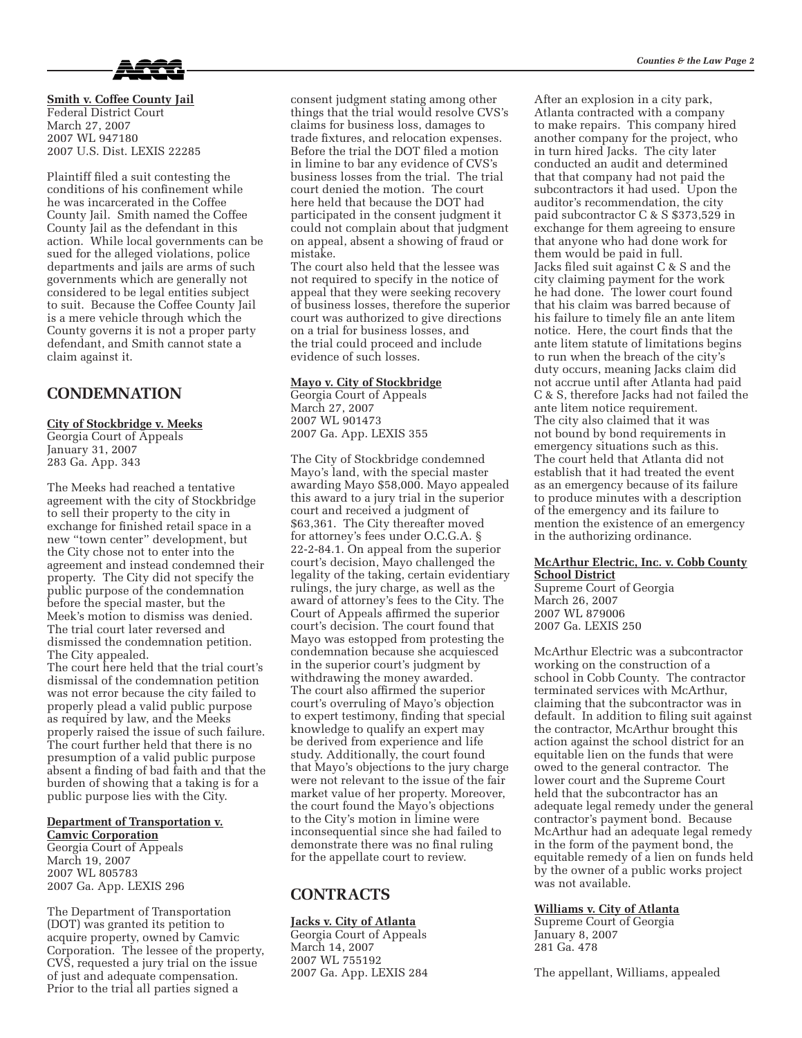**Smith v. Coffee County Jail**
Federal District Court
March 27, 2007
2007 WL 947180
2007 U.S. Dist. LEXIS 22285

Plaintiff filed a suit contesting the conditions of his confinement while he was incarcerated in the Coffee County Jail. Smith named the Coffee County Jail as the defendant in this action. While local governments can be sued for the alleged violations, police departments and jails are arms of such governments which are generally not considered to be legal entities subject to suit. Because the Coffee County Jail is a mere vehicle through which the County governs it is not a proper party defendant, and Smith cannot state a claim against it.

## CONDEMNATION

**City of Stockbridge v. Meeks**
Georgia Court of Appeals
January 31, 2007
283 Ga. App. 343

The Meeks had reached a tentative agreement with the city of Stockbridge to sell their property to the city in exchange for finished retail space in a new "town center" development, but the City chose not to enter into the agreement and instead condemned their property. The City did not specify the public purpose of the condemnation before the special master, but the Meek's motion to dismiss was denied. The trial court later reversed and dismissed the condemnation petition. The City appealed.
The court here held that the trial court's dismissal of the condemnation petition was not error because the city failed to properly plead a valid public purpose as required by law, and the Meeks properly raised the issue of such failure. The court further held that there is no presumption of a valid public purpose absent a finding of bad faith and that the burden of showing that a taking is for a public purpose lies with the City.

**Department of Transportation v. Camvic Corporation**
Georgia Court of Appeals
March 19, 2007
2007 WL 805783
2007 Ga. App. LEXIS 296

The Department of Transportation (DOT) was granted its petition to acquire property, owned by Camvic Corporation. The lessee of the property, CVS, requested a jury trial on the issue of just and adequate compensation. Prior to the trial all parties signed a consent judgment stating among other things that the trial would resolve CVS's claims for business loss, damages to trade fixtures, and relocation expenses. Before the trial the DOT filed a motion in limine to bar any evidence of CVS's business losses from the trial. The trial court denied the motion. The court here held that because the DOT had participated in the consent judgment it could not complain about that judgment on appeal, absent a showing of fraud or mistake.
The court also held that the lessee was not required to specify in the notice of appeal that they were seeking recovery of business losses, therefore the superior court was authorized to give directions on a trial for business losses, and the trial could proceed and include evidence of such losses.

**Mayo v. City of Stockbridge**
Georgia Court of Appeals
March 27, 2007
2007 WL 901473
2007 Ga. App. LEXIS 355

The City of Stockbridge condemned Mayo's land, with the special master awarding Mayo $58,000. Mayo appealed this award to a jury trial in the superior court and received a judgment of $63,361. The City thereafter moved for attorney's fees under O.C.G.A. § 22-2-84.1. On appeal from the superior court's decision, Mayo challenged the legality of the taking, certain evidentiary rulings, the jury charge, as well as the award of attorney's fees to the City. The Court of Appeals affirmed the superior court's decision. The court found that Mayo was estopped from protesting the condemnation because she acquiesced in the superior court's judgment by withdrawing the money awarded. The court also affirmed the superior court's overruling of Mayo's objection to expert testimony, finding that special knowledge to qualify an expert may be derived from experience and life study. Additionally, the court found that Mayo's objections to the jury charge were not relevant to the issue of the fair market value of her property. Moreover, the court found the Mayo's objections to the City's motion in limine were inconsequential since she had failed to demonstrate there was no final ruling for the appellate court to review.

## CONTRACTS

**Jacks v. City of Atlanta**
Georgia Court of Appeals
March 14, 2007
2007 WL 755192
2007 Ga. App. LEXIS 284

After an explosion in a city park, Atlanta contracted with a company to make repairs. This company hired another company for the project, who in turn hired Jacks. The city later conducted an audit and determined that that company had not paid the subcontractors it had used. Upon the auditor's recommendation, the city paid subcontractor C & S $373,529 in exchange for them agreeing to ensure that anyone who had done work for them would be paid in full.
Jacks filed suit against C & S and the city claiming payment for the work he had done. The lower court found that his claim was barred because of his failure to timely file an ante litem notice. Here, the court finds that the ante litem statute of limitations begins to run when the breach of the city's duty occurs, meaning Jacks claim did not accrue until after Atlanta had paid C & S, therefore Jacks had not failed the ante litem notice requirement.
The city also claimed that it was not bound by bond requirements in emergency situations such as this. The court held that Atlanta did not establish that it had treated the event as an emergency because of its failure to produce minutes with a description of the emergency and its failure to mention the existence of an emergency in the authorizing ordinance.

**McArthur Electric, Inc. v. Cobb County School District**
Supreme Court of Georgia
March 26, 2007
2007 WL 879006
2007 Ga. LEXIS 250

McArthur Electric was a subcontractor working on the construction of a school in Cobb County. The contractor terminated services with McArthur, claiming that the subcontractor was in default. In addition to filing suit against the contractor, McArthur brought this action against the school district for an equitable lien on the funds that were owed to the general contractor. The lower court and the Supreme Court held that the subcontractor has an adequate legal remedy under the general contractor's payment bond. Because McArthur had an adequate legal remedy in the form of the payment bond, the equitable remedy of a lien on funds held by the owner of a public works project was not available.

**Williams v. City of Atlanta**
Supreme Court of Georgia
January 8, 2007
281 Ga. 478

The appellant, Williams, appealed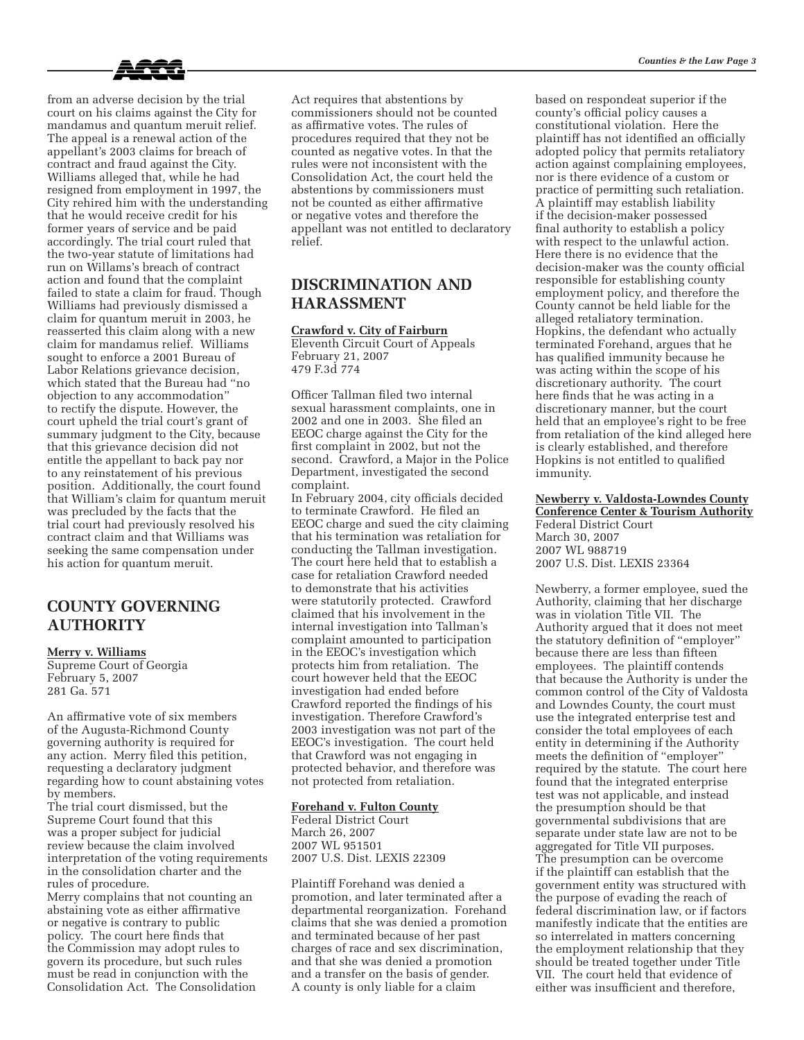from an adverse decision by the trial court on his claims against the City for mandamus and quantum meruit relief. The appeal is a renewal action of the appellant's 2003 claims for breach of contract and fraud against the City. Williams alleged that, while he had resigned from employment in 1997, the City rehired him with the understanding that he would receive credit for his former years of service and be paid accordingly. The trial court ruled that the two-year statute of limitations had run on Willams's breach of contract action and found that the complaint failed to state a claim for fraud. Though Williams had previously dismissed a claim for quantum meruit in 2003, he reasserted this claim along with a new claim for mandamus relief. Williams sought to enforce a 2001 Bureau of Labor Relations grievance decision, which stated that the Bureau had "no objection to any accommodation" to rectify the dispute. However, the court upheld the trial court's grant of summary judgment to the City, because that this grievance decision did not entitle the appellant to back pay nor to any reinstatement of his previous position. Additionally, the court found that William's claim for quantum meruit was precluded by the facts that the trial court had previously resolved his contract claim and that Williams was seeking the same compensation under his action for quantum meruit.

## COUNTY GOVERNING AUTHORITY

**Merry v. Williams**
Supreme Court of Georgia
February 5, 2007
281 Ga. 571

An affirmative vote of six members of the Augusta-Richmond County governing authority is required for any action. Merry filed this petition, requesting a declaratory judgment regarding how to count abstaining votes by members.
The trial court dismissed, but the Supreme Court found that this was a proper subject for judicial review because the claim involved interpretation of the voting requirements in the consolidation charter and the rules of procedure.
Merry complains that not counting an abstaining vote as either affirmative or negative is contrary to public policy. The court here finds that the Commission may adopt rules to govern its procedure, but such rules must be read in conjunction with the Consolidation Act. The Consolidation Act requires that abstentions by commissioners should not be counted as affirmative votes. The rules of procedures required that they not be counted as negative votes. In that the rules were not inconsistent with the Consolidation Act, the court held the abstentions by commissioners must not be counted as either affirmative or negative votes and therefore the appellant was not entitled to declaratory relief.

## DISCRIMINATION AND HARASSMENT

**Crawford v. City of Fairburn**
Eleventh Circuit Court of Appeals
February 21, 2007
479 F.3d 774

Officer Tallman filed two internal sexual harassment complaints, one in 2002 and one in 2003. She filed an EEOC charge against the City for the first complaint in 2002, but not the second. Crawford, a Major in the Police Department, investigated the second complaint.
In February 2004, city officials decided to terminate Crawford. He filed an EEOC charge and sued the city claiming that his termination was retaliation for conducting the Tallman investigation. The court here held that to establish a case for retaliation Crawford needed to demonstrate that his activities were statutorily protected. Crawford claimed that his involvement in the internal investigation into Tallman's complaint amounted to participation in the EEOC's investigation which protects him from retaliation. The court however held that the EEOC investigation had ended before Crawford reported the findings of his investigation. Therefore Crawford's 2003 investigation was not part of the EEOC's investigation. The court held that Crawford was not engaging in protected behavior, and therefore was not protected from retaliation.

**Forehand v. Fulton County**
Federal District Court
March 26, 2007
2007 WL 951501
2007 U.S. Dist. LEXIS 22309

Plaintiff Forehand was denied a promotion, and later terminated after a departmental reorganization. Forehand claims that she was denied a promotion and terminated because of her past charges of race and sex discrimination, and that she was denied a promotion and a transfer on the basis of gender. A county is only liable for a claim based on respondeat superior if the county's official policy causes a constitutional violation. Here the plaintiff has not identified an officially adopted policy that permits retaliatory action against complaining employees, nor is there evidence of a custom or practice of permitting such retaliation. A plaintiff may establish liability if the decision-maker possessed final authority to establish a policy with respect to the unlawful action. Here there is no evidence that the decision-maker was the county official responsible for establishing county employment policy, and therefore the County cannot be held liable for the alleged retaliatory termination. Hopkins, the defendant who actually terminated Forehand, argues that he has qualified immunity because he was acting within the scope of his discretionary authority. The court here finds that he was acting in a discretionary manner, but the court held that an employee's right to be free from retaliation of the kind alleged here is clearly established, and therefore Hopkins is not entitled to qualified immunity.

**Newberry v. Valdosta-Lowndes County Conference Center & Tourism Authority**
Federal District Court
March 30, 2007
2007 WL 988719
2007 U.S. Dist. LEXIS 23364

Newberry, a former employee, sued the Authority, claiming that her discharge was in violation Title VII. The Authority argued that it does not meet the statutory definition of "employer" because there are less than fifteen employees. The plaintiff contends that because the Authority is under the common control of the City of Valdosta and Lowndes County, the court must use the integrated enterprise test and consider the total employees of each entity in determining if the Authority meets the definition of "employer" required by the statute. The court here found that the integrated enterprise test was not applicable, and instead the presumption should be that governmental subdivisions that are separate under state law are not to be aggregated for Title VII purposes. The presumption can be overcome if the plaintiff can establish that the government entity was structured with the purpose of evading the reach of federal discrimination law, or if factors manifestly indicate that the entities are so interrelated in matters concerning the employment relationship that they should be treated together under Title VII. The court held that evidence of either was insufficient and therefore,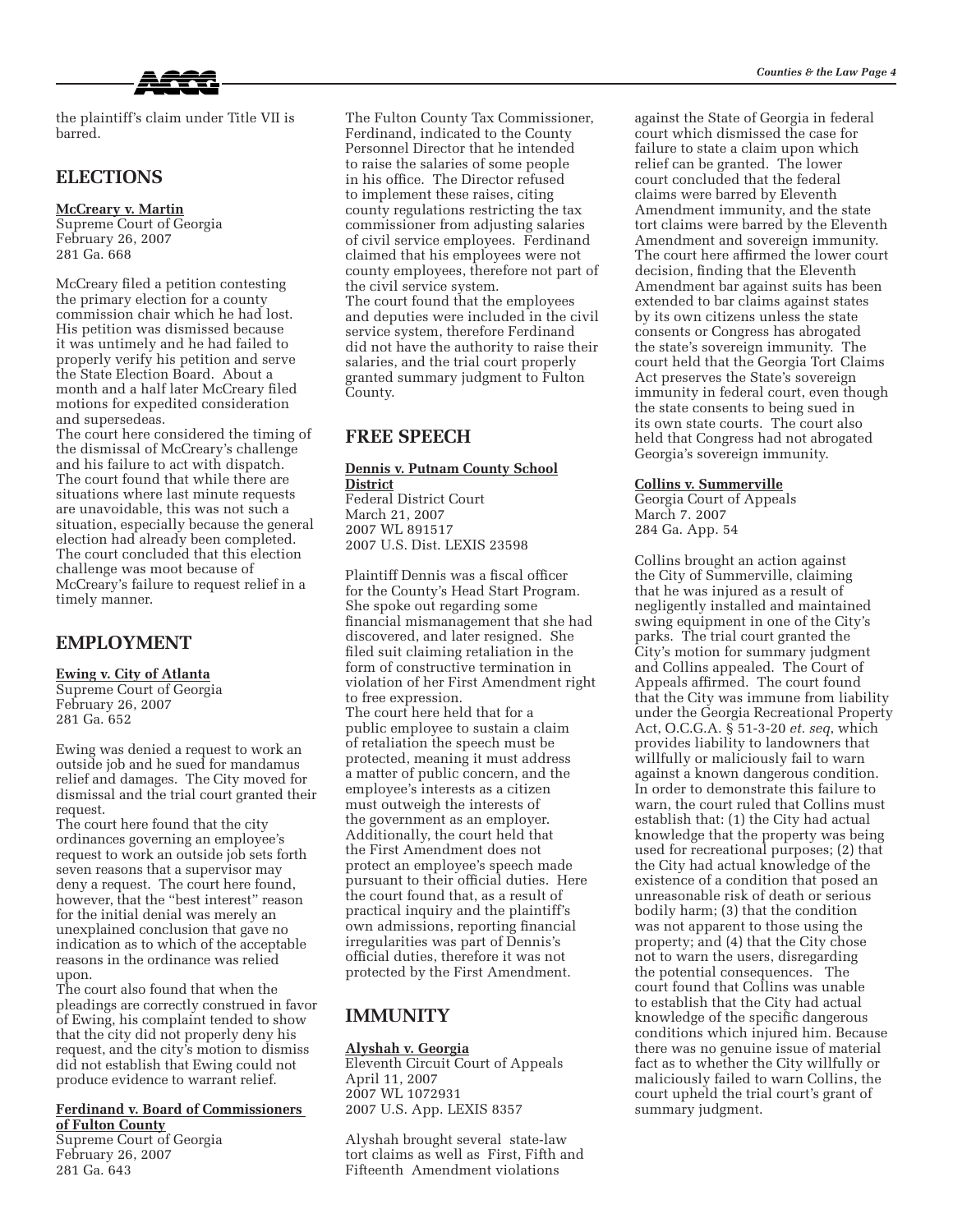the plaintiff's claim under Title VII is barred.

## ELECTIONS

**McCreary v. Martin**
Supreme Court of Georgia
February 26, 2007
281 Ga. 668

McCreary filed a petition contesting the primary election for a county commission chair which he had lost. His petition was dismissed because it was untimely and he had failed to properly verify his petition and serve the State Election Board. About a month and a half later McCreary filed motions for expedited consideration and supersedeas.

The court here considered the timing of the dismissal of McCreary's challenge and his failure to act with dispatch. The court found that while there are situations where last minute requests are unavoidable, this was not such a situation, especially because the general election had already been completed. The court concluded that this election challenge was moot because of McCreary's failure to request relief in a timely manner.

## EMPLOYMENT

**Ewing v. City of Atlanta**
Supreme Court of Georgia
February 26, 2007
281 Ga. 652

Ewing was denied a request to work an outside job and he sued for mandamus relief and damages. The City moved for dismissal and the trial court granted their request.

The court here found that the city ordinances governing an employee's request to work an outside job sets forth seven reasons that a supervisor may deny a request. The court here found, however, that the "best interest" reason for the initial denial was merely an unexplained conclusion that gave no indication as to which of the acceptable reasons in the ordinance was relied upon.

The court also found that when the pleadings are correctly construed in favor of Ewing, his complaint tended to show that the city did not properly deny his request, and the city's motion to dismiss did not establish that Ewing could not produce evidence to warrant relief.

**Ferdinand v. Board of Commissioners of Fulton County**
Supreme Court of Georgia
February 26, 2007
281 Ga. 643

The Fulton County Tax Commissioner, Ferdinand, indicated to the County Personnel Director that he intended to raise the salaries of some people in his office. The Director refused to implement these raises, citing county regulations restricting the tax commissioner from adjusting salaries of civil service employees. Ferdinand claimed that his employees were not county employees, therefore not part of the civil service system.

The court found that the employees and deputies were included in the civil service system, therefore Ferdinand did not have the authority to raise their salaries, and the trial court properly granted summary judgment to Fulton County.

## FREE SPEECH

**Dennis v. Putnam County School District**
Federal District Court
March 21, 2007
2007 WL 891517
2007 U.S. Dist. LEXIS 23598

Plaintiff Dennis was a fiscal officer for the County's Head Start Program. She spoke out regarding some financial mismanagement that she had discovered, and later resigned. She filed suit claiming retaliation in the form of constructive termination in violation of her First Amendment right to free expression.

The court here held that for a public employee to sustain a claim of retaliation the speech must be protected, meaning it must address a matter of public concern, and the employee's interests as a citizen must outweigh the interests of the government as an employer. Additionally, the court held that the First Amendment does not protect an employee's speech made pursuant to their official duties. Here the court found that, as a result of practical inquiry and the plaintiff's own admissions, reporting financial irregularities was part of Dennis's official duties, therefore it was not protected by the First Amendment.

## IMMUNITY

**Alyshah v. Georgia**
Eleventh Circuit Court of Appeals
April 11, 2007
2007 WL 1072931
2007 U.S. App. LEXIS 8357

Alyshah brought several state-law tort claims as well as First, Fifth and Fifteenth Amendment violations against the State of Georgia in federal court which dismissed the case for failure to state a claim upon which relief can be granted. The lower court concluded that the federal claims were barred by Eleventh Amendment immunity, and the state tort claims were barred by the Eleventh Amendment and sovereign immunity. The court here affirmed the lower court decision, finding that the Eleventh Amendment bar against suits has been extended to bar claims against states by its own citizens unless the state consents or Congress has abrogated the state's sovereign immunity. The court held that the Georgia Tort Claims Act preserves the State's sovereign immunity in federal court, even though the state consents to being sued in its own state courts. The court also held that Congress had not abrogated Georgia's sovereign immunity.

**Collins v. Summerville**
Georgia Court of Appeals
March 7. 2007
284 Ga. App. 54

Collins brought an action against the City of Summerville, claiming that he was injured as a result of negligently installed and maintained swing equipment in one of the City's parks. The trial court granted the City's motion for summary judgment and Collins appealed. The Court of Appeals affirmed. The court found that the City was immune from liability under the Georgia Recreational Property Act, O.C.G.A. § 51-3-20 *et. seq*, which provides liability to landowners that willfully or maliciously fail to warn against a known dangerous condition. In order to demonstrate this failure to warn, the court ruled that Collins must establish that: (1) the City had actual knowledge that the property was being used for recreational purposes; (2) that the City had actual knowledge of the existence of a condition that posed an unreasonable risk of death or serious bodily harm; (3) that the condition was not apparent to those using the property; and (4) that the City chose not to warn the users, disregarding the potential consequences. The court found that Collins was unable to establish that the City had actual knowledge of the specific dangerous conditions which injured him. Because there was no genuine issue of material fact as to whether the City willfully or maliciously failed to warn Collins, the court upheld the trial court's grant of summary judgment.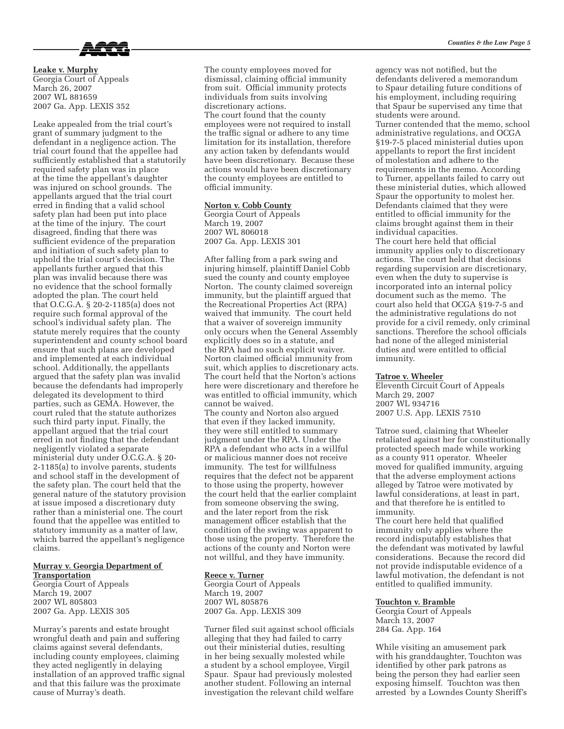**Leake v. Murphy**
Georgia Court of Appeals
March 26, 2007
2007 WL 881659
2007 Ga. App. LEXIS 352

Leake appealed from the trial court's grant of summary judgment to the defendant in a negligence action. The trial court found that the appellee had sufficiently established that a statutorily required safety plan was in place at the time the appellant's daughter was injured on school grounds. The appellants argued that the trial court erred in finding that a valid school safety plan had been put into place at the time of the injury. The court disagreed, finding that there was sufficient evidence of the preparation and initiation of such safety plan to uphold the trial court's decision. The appellants further argued that this plan was invalid because there was no evidence that the school formally adopted the plan. The court held that O.C.G.A. § 20-2-1185(a) does not require such formal approval of the school's individual safety plan. The statute merely requires that the county superintendent and county school board ensure that such plans are developed and implemented at each individual school. Additionally, the appellants argued that the safety plan was invalid because the defendants had improperly delegated its development to third parties, such as GEMA. However, the court ruled that the statute authorizes such third party input. Finally, the appellant argued that the trial court erred in not finding that the defendant negligently violated a separate ministerial duty under O.C.G.A. § 20-2-1185(a) to involve parents, students and school staff in the development of the safety plan. The court held that the general nature of the statutory provision at issue imposed a discretionary duty rather than a ministerial one. The court found that the appellee was entitled to statutory immunity as a matter of law, which barred the appellant's negligence claims.

**Murray v. Georgia Department of Transportation**
Georgia Court of Appeals
March 19, 2007
2007 WL 805803
2007 Ga. App. LEXIS 305

Murray's parents and estate brought wrongful death and pain and suffering claims against several defendants, including county employees, claiming they acted negligently in delaying installation of an approved traffic signal and that this failure was the proximate cause of Murray's death.

The county employees moved for dismissal, claiming official immunity from suit. Official immunity protects individuals from suits involving discretionary actions.
The court found that the county employees were not required to install the traffic signal or adhere to any time limitation for its installation, therefore any action taken by defendants would have been discretionary. Because these actions would have been discretionary the county employees are entitled to official immunity.

**Norton v. Cobb County**
Georgia Court of Appeals
March 19, 2007
2007 WL 806018
2007 Ga. App. LEXIS 301

After falling from a park swing and injuring himself, plaintiff Daniel Cobb sued the county and county employee Norton. The county claimed sovereign immunity, but the plaintiff argued that the Recreational Properties Act (RPA) waived that immunity. The court held that a waiver of sovereign immunity only occurs when the General Assembly explicitly does so in a statute, and the RPA had no such explicit waiver. Norton claimed official immunity from suit, which applies to discretionary acts. The court held that the Norton's actions here were discretionary and therefore he was entitled to official immunity, which cannot be waived.
The county and Norton also argued that even if they lacked immunity, they were still entitled to summary judgment under the RPA. Under the RPA a defendant who acts in a willful or malicious manner does not receive immunity. The test for willfulness requires that the defect not be apparent to those using the property, however the court held that the earlier complaint from someone observing the swing, and the later report from the risk management officer establish that the condition of the swing was apparent to those using the property. Therefore the actions of the county and Norton were not willful, and they have immunity.

**Reece v. Turner**
Georgia Court of Appeals
March 19, 2007
2007 WL 805876
2007 Ga. App. LEXIS 309

Turner filed suit against school officials alleging that they had failed to carry out their ministerial duties, resulting in her being sexually molested while a student by a school employee, Virgil Spaur. Spaur had previously molested another student. Following an internal investigation the relevant child welfare agency was not notified, but the defendants delivered a memorandum to Spaur detailing future conditions of his employment, including requiring that Spaur be supervised any time that students were around.
Turner contended that the memo, school administrative regulations, and OCGA §19-7-5 placed ministerial duties upon appellants to report the first incident of molestation and adhere to the requirements in the memo. According to Turner, appellants failed to carry out these ministerial duties, which allowed Spaur the opportunity to molest her. Defendants claimed that they were entitled to official immunity for the claims brought against them in their individual capacities.
The court here held that official immunity applies only to discretionary actions. The court held that decisions regarding supervision are discretionary, even when the duty to supervise is incorporated into an internal policy document such as the memo. The court also held that OCGA §19-7-5 and the administrative regulations do not provide for a civil remedy, only criminal sanctions. Therefore the school officials had none of the alleged ministerial duties and were entitled to official immunity.

**Tatroe v. Wheeler**
Eleventh Circuit Court of Appeals
March 29, 2007
2007 WL 934716
2007 U.S. App. LEXIS 7510

Tatroe sued, claiming that Wheeler retaliated against her for constitutionally protected speech made while working as a county 911 operator. Wheeler moved for qualified immunity, arguing that the adverse employment actions alleged by Tatroe were motivated by lawful considerations, at least in part, and that therefore he is entitled to immunity.
The court here held that qualified immunity only applies where the record indisputably establishes that the defendant was motivated by lawful considerations. Because the record did not provide indisputable evidence of a lawful motivation, the defendant is not entitled to qualified immunity.

**Touchton v. Bramble**
Georgia Court of Appeals
March 13, 2007
284 Ga. App. 164

While visiting an amusement park with his granddaughter, Touchton was identified by other park patrons as being the person they had earlier seen exposing himself. Touchton was then arrested by a Lowndes County Sheriff's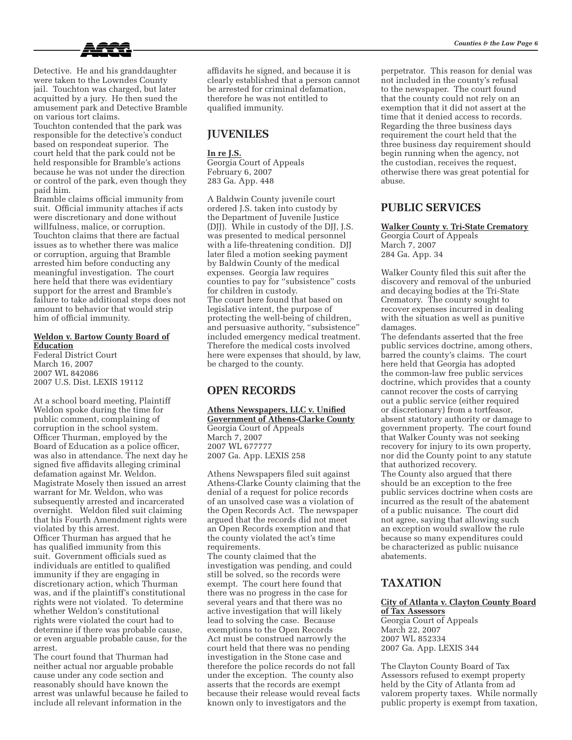Detective. He and his granddaughter were taken to the Lowndes County jail. Touchton was charged, but later acquitted by a jury. He then sued the amusement park and Detective Bramble on various tort claims.

Touchton contended that the park was responsible for the detective's conduct based on respondeat superior. The court held that the park could not be held responsible for Bramble's actions because he was not under the direction or control of the park, even though they paid him.

Bramble claims official immunity from suit. Official immunity attaches if acts were discretionary and done without willfulness, malice, or corruption. Touchton claims that there are factual issues as to whether there was malice or corruption, arguing that Bramble arrested him before conducting any meaningful investigation. The court here held that there was evidentiary support for the arrest and Bramble's failure to take additional steps does not amount to behavior that would strip him of official immunity.

**Weldon v. Bartow County Board of Education**
Federal District Court
March 16, 2007
2007 WL 842086
2007 U.S. Dist. LEXIS 19112

At a school board meeting, Plaintiff Weldon spoke during the time for public comment, complaining of corruption in the school system. Officer Thurman, employed by the Board of Education as a police officer, was also in attendance. The next day he signed five affidavits alleging criminal defamation against Mr. Weldon. Magistrate Mosely then issued an arrest warrant for Mr. Weldon, who was subsequently arrested and incarcerated overnight. Weldon filed suit claiming that his Fourth Amendment rights were violated by this arrest.

Officer Thurman has argued that he has qualified immunity from this suit. Government officials sued as individuals are entitled to qualified immunity if they are engaging in discretionary action, which Thurman was, and if the plaintiff's constitutional rights were not violated. To determine whether Weldon's constitutional rights were violated the court had to determine if there was probable cause, or even arguable probable cause, for the arrest.

The court found that Thurman had neither actual nor arguable probable cause under any code section and reasonably should have known the arrest was unlawful because he failed to include all relevant information in the affidavits he signed, and because it is clearly established that a person cannot be arrested for criminal defamation, therefore he was not entitled to qualified immunity.

## JUVENILES

**In re J.S.**
Georgia Court of Appeals
February 6, 2007
283 Ga. App. 448

A Baldwin County juvenile court ordered J.S. taken into custody by the Department of Juvenile Justice (DJJ). While in custody of the DJJ, J.S. was presented to medical personnel with a life-threatening condition. DJJ later filed a motion seeking payment by Baldwin County of the medical expenses. Georgia law requires counties to pay for "subsistence" costs for children in custody.

The court here found that based on legislative intent, the purpose of protecting the well-being of children, and persuasive authority, "subsistence" included emergency medical treatment. Therefore the medical costs involved here were expenses that should, by law, be charged to the county.

## OPEN RECORDS

**Athens Newspapers, LLC v. Unified Government of Athens-Clarke County**
Georgia Court of Appeals
March 7, 2007
2007 WL 677777
2007 Ga. App. LEXIS 258

Athens Newspapers filed suit against Athens-Clarke County claiming that the denial of a request for police records of an unsolved case was a violation of the Open Records Act. The newspaper argued that the records did not meet an Open Records exemption and that the county violated the act's time requirements.

The county claimed that the investigation was pending, and could still be solved, so the records were exempt. The court here found that there was no progress in the case for several years and that there was no active investigation that will likely lead to solving the case. Because exemptions to the Open Records Act must be construed narrowly the court held that there was no pending investigation in the Stone case and therefore the police records do not fall under the exception. The county also asserts that the records are exempt because their release would reveal facts known only to investigators and the perpetrator. This reason for denial was not included in the county's refusal to the newspaper. The court found that the county could not rely on an exemption that it did not assert at the time that it denied access to records. Regarding the three business days requirement the court held that the three business day requirement should begin running when the agency, not the custodian, receives the request, otherwise there was great potential for abuse.

## PUBLIC SERVICES

**Walker County v. Tri-State Crematory**
Georgia Court of Appeals
March 7, 2007
284 Ga. App. 34

Walker County filed this suit after the discovery and removal of the unburied and decaying bodies at the Tri-State Crematory. The county sought to recover expenses incurred in dealing with the situation as well as punitive damages.

The defendants asserted that the free public services doctrine, among others, barred the county's claims. The court here held that Georgia has adopted the common-law free public services doctrine, which provides that a county cannot recover the costs of carrying out a public service (either required or discretionary) from a tortfeasor, absent statutory authority or damage to government property. The court found that Walker County was not seeking recovery for injury to its own property, nor did the County point to any statute that authorized recovery.

The County also argued that there should be an exception to the free public services doctrine when costs are incurred as the result of the abatement of a public nuisance. The court did not agree, saying that allowing such an exception would swallow the rule because so many expenditures could be characterized as public nuisance abatements.

## TAXATION

**City of Atlanta v. Clayton County Board of Tax Assessors**
Georgia Court of Appeals
March 22, 2007
2007 WL 852334
2007 Ga. App. LEXIS 344

The Clayton County Board of Tax Assessors refused to exempt property held by the City of Atlanta from ad valorem property taxes. While normally public property is exempt from taxation,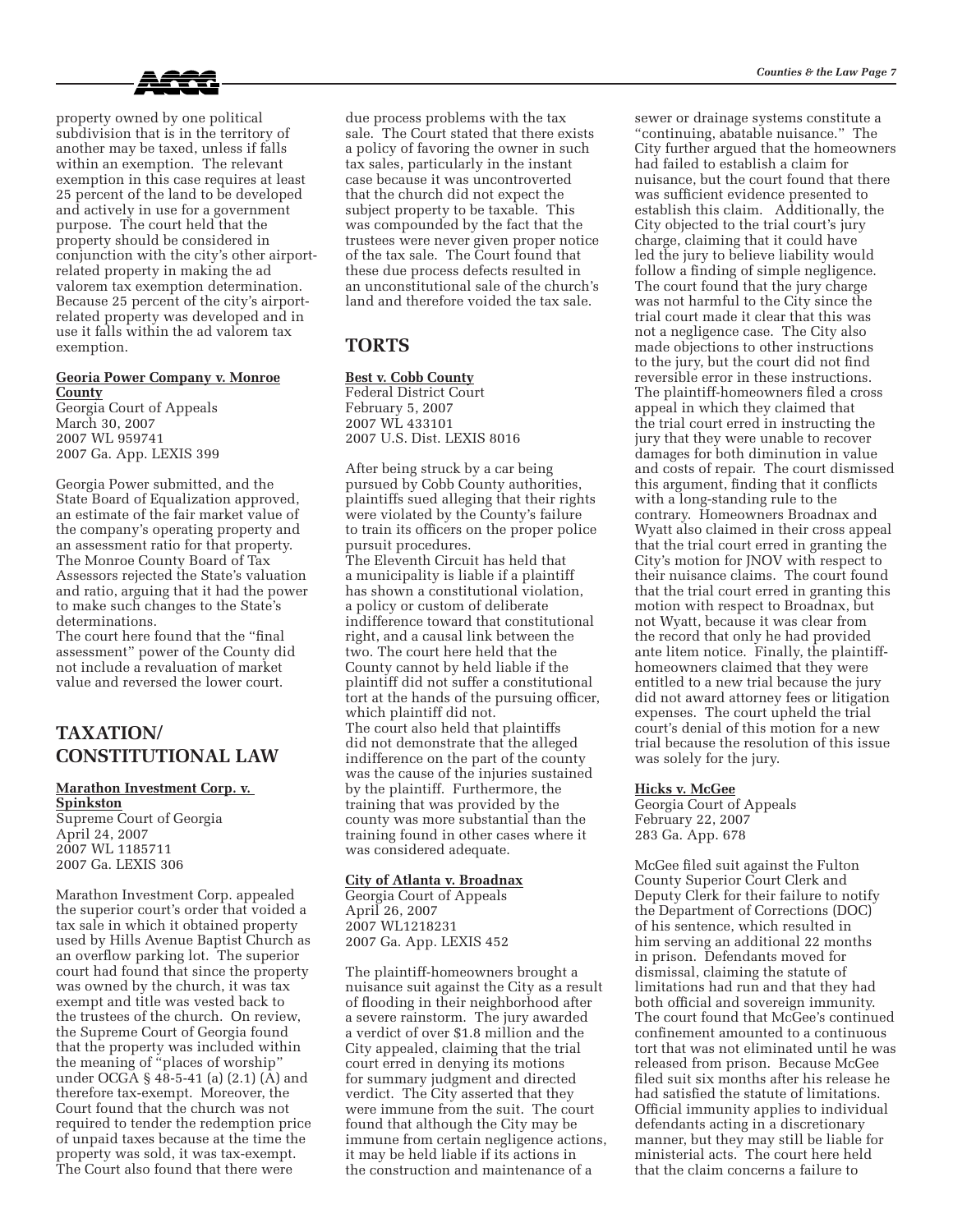property owned by one political subdivision that is in the territory of another may be taxed, unless if falls within an exemption. The relevant exemption in this case requires at least 25 percent of the land to be developed and actively in use for a government purpose. The court held that the property should be considered in conjunction with the city's other airport-related property in making the ad valorem tax exemption determination. Because 25 percent of the city's airport-related property was developed and in use it falls within the ad valorem tax exemption.

**Georia Power Company v. Monroe County**
Georgia Court of Appeals
March 30, 2007
2007 WL 959741
2007 Ga. App. LEXIS 399

Georgia Power submitted, and the State Board of Equalization approved, an estimate of the fair market value of the company's operating property and an assessment ratio for that property. The Monroe County Board of Tax Assessors rejected the State's valuation and ratio, arguing that it had the power to make such changes to the State's determinations.
The court here found that the "final assessment" power of the County did not include a revaluation of market value and reversed the lower court.

## TAXATION/ CONSTITUTIONAL LAW

**Marathon Investment Corp. v. Spinkston**
Supreme Court of Georgia
April 24, 2007
2007 WL 1185711
2007 Ga. LEXIS 306

Marathon Investment Corp. appealed the superior court's order that voided a tax sale in which it obtained property used by Hills Avenue Baptist Church as an overflow parking lot. The superior court had found that since the property was owned by the church, it was tax exempt and title was vested back to the trustees of the church. On review, the Supreme Court of Georgia found that the property was included within the meaning of "places of worship" under OCGA § 48-5-41 (a) (2.1) (A) and therefore tax-exempt. Moreover, the Court found that the church was not required to tender the redemption price of unpaid taxes because at the time the property was sold, it was tax-exempt. The Court also found that there were due process problems with the tax sale. The Court stated that there exists a policy of favoring the owner in such tax sales, particularly in the instant case because it was uncontroverted that the church did not expect the subject property to be taxable. This was compounded by the fact that the trustees were never given proper notice of the tax sale. The Court found that these due process defects resulted in an unconstitutional sale of the church's land and therefore voided the tax sale.

## TORTS

**Best v. Cobb County**
Federal District Court
February 5, 2007
2007 WL 433101
2007 U.S. Dist. LEXIS 8016

After being struck by a car being pursued by Cobb County authorities, plaintiffs sued alleging that their rights were violated by the County's failure to train its officers on the proper police pursuit procedures.
The Eleventh Circuit has held that a municipality is liable if a plaintiff has shown a constitutional violation, a policy or custom of deliberate indifference toward that constitutional right, and a causal link between the two. The court here held that the County cannot by held liable if the plaintiff did not suffer a constitutional tort at the hands of the pursuing officer, which plaintiff did not.
The court also held that plaintiffs did not demonstrate that the alleged indifference on the part of the county was the cause of the injuries sustained by the plaintiff. Furthermore, the training that was provided by the county was more substantial than the training found in other cases where it was considered adequate.

**City of Atlanta v. Broadnax**
Georgia Court of Appeals
April 26, 2007
2007 WL1218231
2007 Ga. App. LEXIS 452

The plaintiff-homeowners brought a nuisance suit against the City as a result of flooding in their neighborhood after a severe rainstorm. The jury awarded a verdict of over $1.8 million and the City appealed, claiming that the trial court erred in denying its motions for summary judgment and directed verdict. The City asserted that they were immune from the suit. The court found that although the City may be immune from certain negligence actions, it may be held liable if its actions in the construction and maintenance of a sewer or drainage systems constitute a "continuing, abatable nuisance." The City further argued that the homeowners had failed to establish a claim for nuisance, but the court found that there was sufficient evidence presented to establish this claim. Additionally, the City objected to the trial court's jury charge, claiming that it could have led the jury to believe liability would follow a finding of simple negligence. The court found that the jury charge was not harmful to the City since the trial court made it clear that this was not a negligence case. The City also made objections to other instructions to the jury, but the court did not find reversible error in these instructions. The plaintiff-homeowners filed a cross appeal in which they claimed that the trial court erred in instructing the jury that they were unable to recover damages for both diminution in value and costs of repair. The court dismissed this argument, finding that it conflicts with a long-standing rule to the contrary. Homeowners Broadnax and Wyatt also claimed in their cross appeal that the trial court erred in granting the City's motion for JNOV with respect to their nuisance claims. The court found that the trial court erred in granting this motion with respect to Broadnax, but not Wyatt, because it was clear from the record that only he had provided ante litem notice. Finally, the plaintiff-homeowners claimed that they were entitled to a new trial because the jury did not award attorney fees or litigation expenses. The court upheld the trial court's denial of this motion for a new trial because the resolution of this issue was solely for the jury.

**Hicks v. McGee**
Georgia Court of Appeals
February 22, 2007
283 Ga. App. 678

McGee filed suit against the Fulton County Superior Court Clerk and Deputy Clerk for their failure to notify the Department of Corrections (DOC) of his sentence, which resulted in him serving an additional 22 months in prison. Defendants moved for dismissal, claiming the statute of limitations had run and that they had both official and sovereign immunity. The court found that McGee's continued confinement amounted to a continuous tort that was not eliminated until he was released from prison. Because McGee filed suit six months after his release he had satisfied the statute of limitations. Official immunity applies to individual defendants acting in a discretionary manner, but they may still be liable for ministerial acts. The court here held that the claim concerns a failure to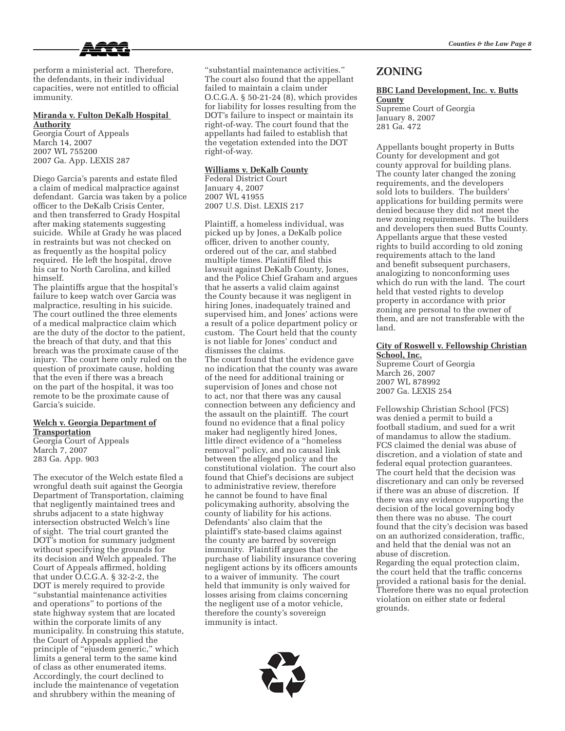perform a ministerial act. Therefore, the defendants, in their individual capacities, were not entitled to official immunity.

**Miranda v. Fulton DeKalb Hospital Authority**
Georgia Court of Appeals
March 14, 2007
2007 WL 755200
2007 Ga. App. LEXIS 287

Diego Garcia's parents and estate filed a claim of medical malpractice against defendant. Garcia was taken by a police officer to the DeKalb Crisis Center, and then transferred to Grady Hospital after making statements suggesting suicide. While at Grady he was placed in restraints but was not checked on as frequently as the hospital policy required. He left the hospital, drove his car to North Carolina, and killed himself.

The plaintiffs argue that the hospital's failure to keep watch over Garcia was malpractice, resulting in his suicide. The court outlined the three elements of a medical malpractice claim which are the duty of the doctor to the patient, the breach of that duty, and that this breach was the proximate cause of the injury. The court here only ruled on the question of proximate cause, holding that the even if there was a breach on the part of the hospital, it was too remote to be the proximate cause of Garcia's suicide.

**Welch v. Georgia Department of Transportation**
Georgia Court of Appeals
March 7, 2007
283 Ga. App. 903

The executor of the Welch estate filed a wrongful death suit against the Georgia Department of Transportation, claiming that negligently maintained trees and shrubs adjacent to a state highway intersection obstructed Welch's line of sight. The trial court granted the DOT's motion for summary judgment without specifying the grounds for its decision and Welch appealed. The Court of Appeals affirmed, holding that under O.C.G.A. § 32-2-2, the DOT is merely required to provide "substantial maintenance activities and operations" to portions of the state highway system that are located within the corporate limits of any municipality. In construing this statute, the Court of Appeals applied the principle of "ejusdem generic," which limits a general term to the same kind of class as other enumerated items. Accordingly, the court declined to include the maintenance of vegetation and shrubbery within the meaning of "substantial maintenance activities." The court also found that the appellant failed to maintain a claim under O.C.G.A. § 50-21-24 (8), which provides for liability for losses resulting from the DOT's failure to inspect or maintain its right-of-way. The court found that the appellants had failed to establish that the vegetation extended into the DOT right-of-way.

**Williams v. DeKalb County**
Federal District Court
January 4, 2007
2007 WL 41955
2007 U.S. Dist. LEXIS 217

Plaintiff, a homeless individual, was picked up by Jones, a DeKalb police officer, driven to another county, ordered out of the car, and stabbed multiple times. Plaintiff filed this lawsuit against DeKalb County, Jones, and the Police Chief Graham and argues that he asserts a valid claim against the County because it was negligent in hiring Jones, inadequately trained and supervised him, and Jones' actions were a result of a police department policy or custom. The Court held that the county is not liable for Jones' conduct and dismisses the claims.

The court found that the evidence gave no indication that the county was aware of the need for additional training or supervision of Jones and chose not to act, nor that there was any causal connection between any deficiency and the assault on the plaintiff. The court found no evidence that a final policy maker had negligently hired Jones, little direct evidence of a "homeless removal" policy, and no causal link between the alleged policy and the constitutional violation. The court also found that Chief's decisions are subject to administrative review, therefore he cannot be found to have final policymaking authority, absolving the county of liability for his actions. Defendants' also claim that the plaintiff's state-based claims against the county are barred by sovereign immunity. Plaintiff argues that the purchase of liability insurance covering negligent actions by its officers amounts to a waiver of immunity. The court held that immunity is only waived for losses arising from claims concerning the negligent use of a motor vehicle, therefore the county's sovereign immunity is intact.

## ZONING

**BBC Land Development, Inc. v. Butts County**
Supreme Court of Georgia
January 8, 2007
281 Ga. 472

Appellants bought property in Butts County for development and got county approval for building plans. The county later changed the zoning requirements, and the developers sold lots to builders. The builders' applications for building permits were denied because they did not meet the new zoning requirements. The builders and developers then sued Butts County. Appellants argue that these vested rights to build according to old zoning requirements attach to the land and benefit subsequent purchasers, analogizing to nonconforming uses which do run with the land. The court held that vested rights to develop property in accordance with prior zoning are personal to the owner of them, and are not transferable with the land.

**City of Roswell v. Fellowship Christian School, Inc.**
Supreme Court of Georgia
March 26, 2007
2007 WL 878992
2007 Ga. LEXIS 254

Fellowship Christian School (FCS) was denied a permit to build a football stadium, and sued for a writ of mandamus to allow the stadium. FCS claimed the denial was abuse of discretion, and a violation of state and federal equal protection guarantees. The court held that the decision was discretionary and can only be reversed if there was an abuse of discretion. If there was any evidence supporting the decision of the local governing body then there was no abuse. The court found that the city's decision was based on an authorized consideration, traffic, and held that the denial was not an abuse of discretion.

Regarding the equal protection claim, the court held that the traffic concerns provided a rational basis for the denial. Therefore there was no equal protection violation on either state or federal grounds.